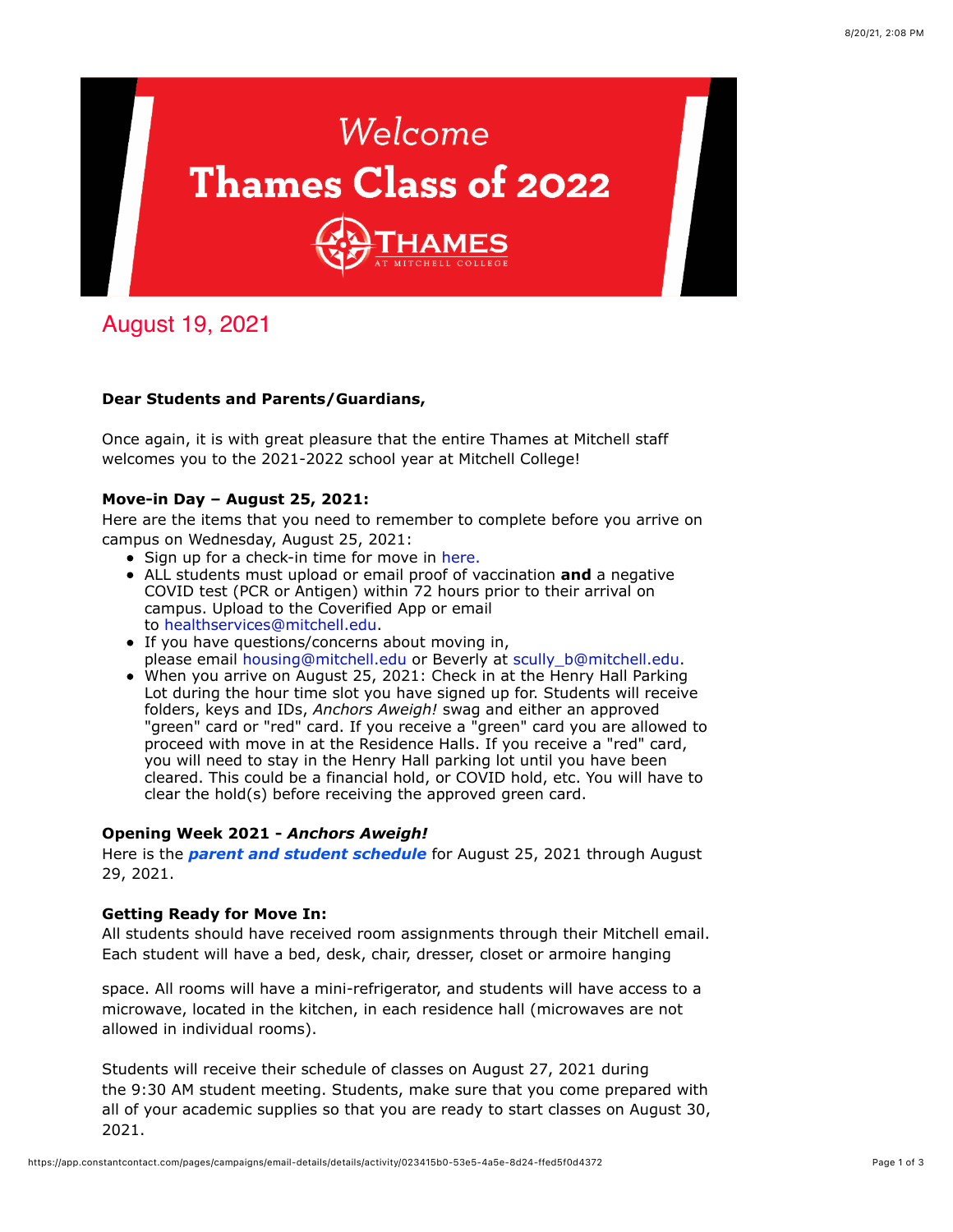# Welcome
# Thames Class of 2022

THAMES AT MITCHELL COLLEGE

## August 19, 2021

**Dear Students and Parents/Guardians,**

Once again, it is with great pleasure that the entire Thames at Mitchell staff welcomes you to the 2021-2022 school year at Mitchell College!

**Move-in Day – August 25, 2021:**
Here are the items that you need to remember to complete before you arrive on campus on Wednesday, August 25, 2021:

- Sign up for a check-in time for move in here.
- ALL students must upload or email proof of vaccination **and** a negative COVID test (PCR or Antigen) within 72 hours prior to their arrival on campus. Upload to the Coverified App or email to healthservices@mitchell.edu.
- If you have questions/concerns about moving in, please email housing@mitchell.edu or Beverly at scully_b@mitchell.edu.
- When you arrive on August 25, 2021: Check in at the Henry Hall Parking Lot during the hour time slot you have signed up for. Students will receive folders, keys and IDs, *Anchors Aweigh!* swag and either an approved "green" card or "red" card. If you receive a "green" card you are allowed to proceed with move in at the Residence Halls. If you receive a "red" card, you will need to stay in the Henry Hall parking lot until you have been cleared. This could be a financial hold, or COVID hold, etc. You will have to clear the hold(s) before receiving the approved green card.

**Opening Week 2021 - *Anchors Aweigh!***
Here is the ***parent and student schedule*** for August 25, 2021 through August 29, 2021.

**Getting Ready for Move In:**
All students should have received room assignments through their Mitchell email. Each student will have a bed, desk, chair, dresser, closet or armoire hanging space. All rooms will have a mini-refrigerator, and students will have access to a microwave, located in the kitchen, in each residence hall (microwaves are not allowed in individual rooms).

Students will receive their schedule of classes on August 27, 2021 during the 9:30 AM student meeting. Students, make sure that you come prepared with all of your academic supplies so that you are ready to start classes on August 30, 2021.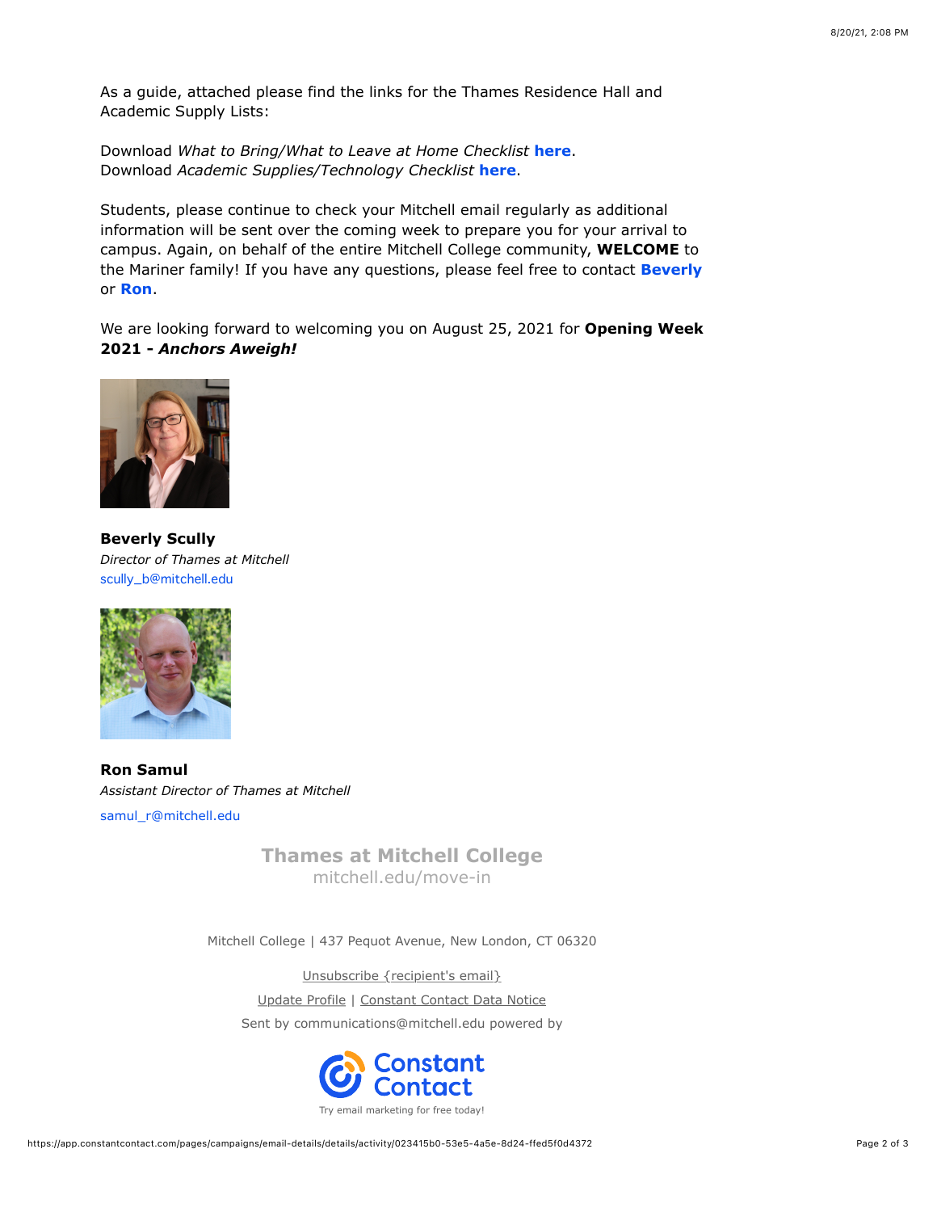As a guide, attached please find the links for the Thames Residence Hall and Academic Supply Lists:

Download *What to Bring/What to Leave at Home Checklist* **here**.
Download *Academic Supplies/Technology Checklist* **here**.

Students, please continue to check your Mitchell email regularly as additional information will be sent over the coming week to prepare you for your arrival to campus. Again, on behalf of the entire Mitchell College community, **WELCOME** to the Mariner family! If you have any questions, please feel free to contact **Beverly** or **Ron**.

We are looking forward to welcoming you on August 25, 2021 for **Opening Week 2021 - *Anchors Aweigh!***

**Beverly Scully**
*Director of Thames at Mitchell*
scully_b@mitchell.edu

**Ron Samul**
*Assistant Director of Thames at Mitchell*
samul_r@mitchell.edu

**Thames at Mitchell College**
mitchell.edu/move-in

Mitchell College | 437 Pequot Avenue, New London, CT 06320

Unsubscribe {recipient's email}

Update Profile | Constant Contact Data Notice

Sent by communications@mitchell.edu powered by

Constant Contact

Try email marketing for free today!